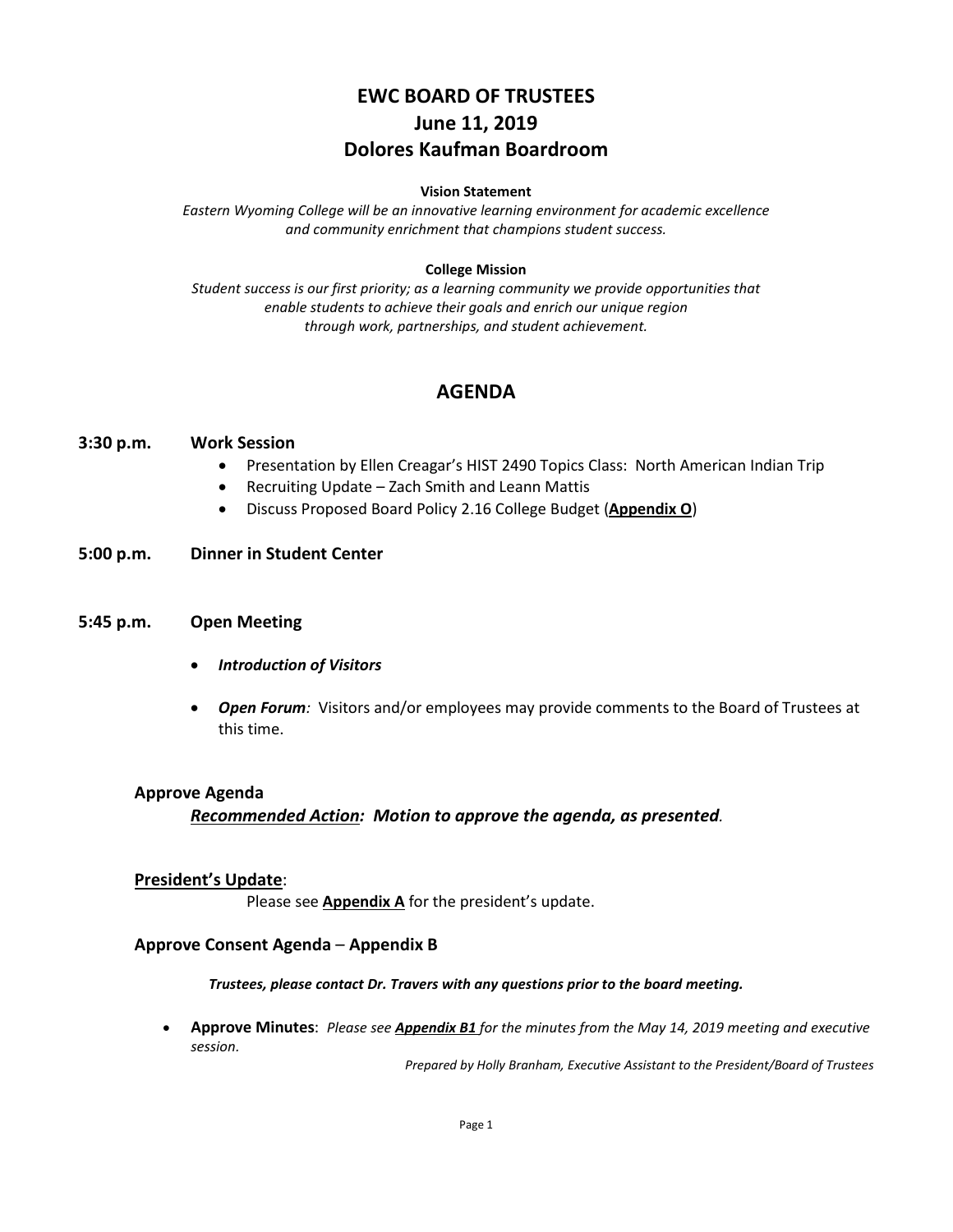# EWC BOARD OF TRUSTEES
# June 11, 2019
# Dolores Kaufman Boardroom

**Vision Statement**

*Eastern Wyoming College will be an innovative learning environment for academic excellence and community enrichment that champions student success.*

**College Mission**

*Student success is our first priority; as a learning community we provide opportunities that enable students to achieve their goals and enrich our unique region through work, partnerships, and student achievement.*

## AGENDA

### 3:30 p.m. Work Session

- Presentation by Ellen Creagar's HIST 2490 Topics Class: North American Indian Trip
- Recruiting Update – Zach Smith and Leann Mattis
- Discuss Proposed Board Policy 2.16 College Budget (**Appendix O**)

### 5:00 p.m. Dinner in Student Center

### 5:45 p.m. Open Meeting

- ***Introduction of Visitors***
- ***Open Forum****:* Visitors and/or employees may provide comments to the Board of Trustees at this time.

**Approve Agenda**

***Recommended Action:*** ***Motion to approve the agenda, as presented****.*

**President's Update**:

Please see **Appendix A** for the president's update.

**Approve Consent Agenda** – **Appendix B**

***Trustees, please contact Dr. Travers with any questions prior to the board meeting.***

- **Approve Minutes**: *Please see* ***Appendix B1*** *for the minutes from the May 14, 2019 meeting and executive session.*

*Prepared by Holly Branham, Executive Assistant to the President/Board of Trustees*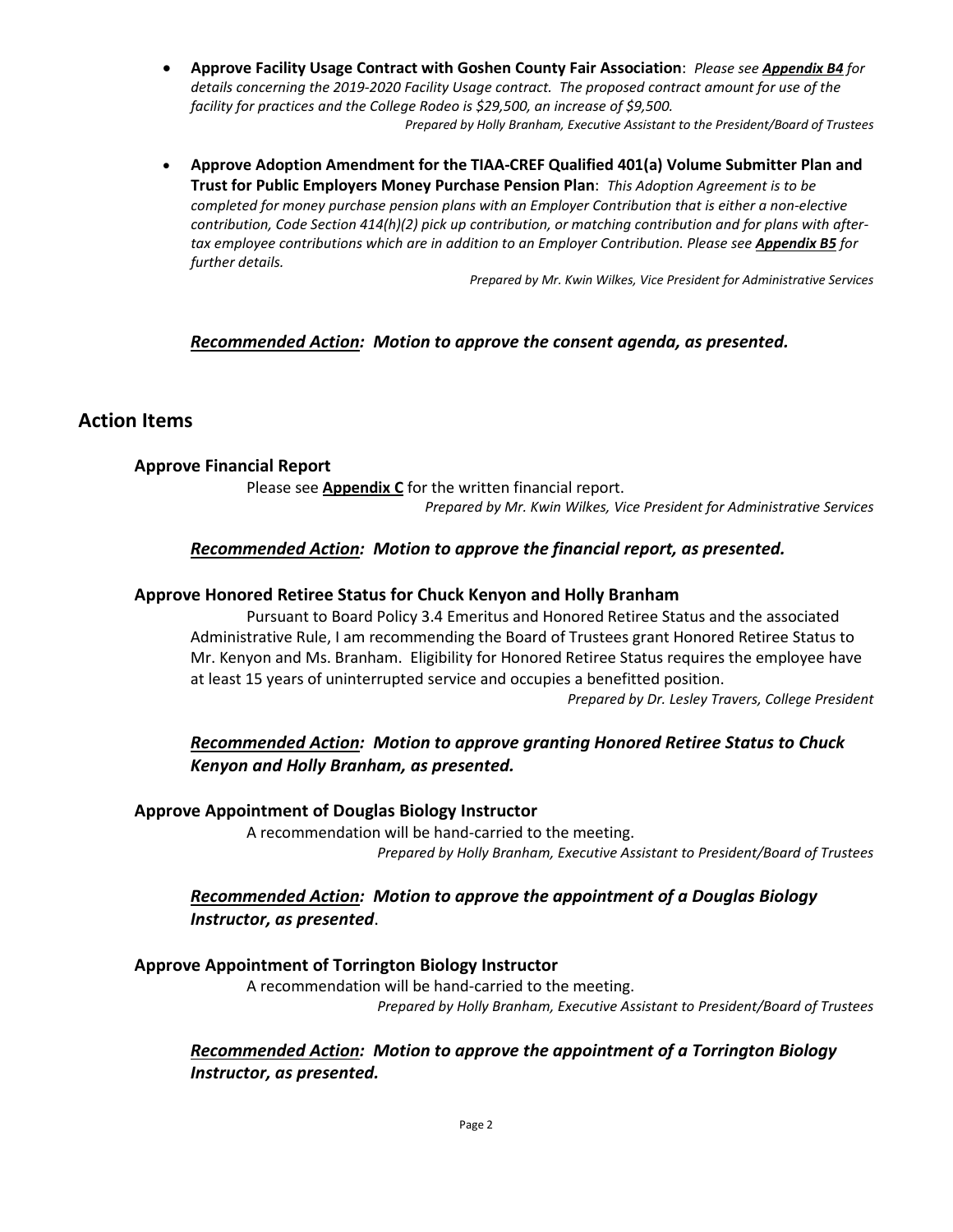- **Approve Facility Usage Contract with Goshen County Fair Association**: *Please see **Appendix B4** for details concerning the 2019-2020 Facility Usage contract. The proposed contract amount for use of the facility for practices and the College Rodeo is $29,500, an increase of $9,500.*

  *Prepared by Holly Branham, Executive Assistant to the President/Board of Trustees*

- **Approve Adoption Amendment for the TIAA-CREF Qualified 401(a) Volume Submitter Plan and Trust for Public Employers Money Purchase Pension Plan**: *This Adoption Agreement is to be completed for money purchase pension plans with an Employer Contribution that is either a non-elective contribution, Code Section 414(h)(2) pick up contribution, or matching contribution and for plans with after-tax employee contributions which are in addition to an Employer Contribution. Please see **Appendix B5** for further details.*

  *Prepared by Mr. Kwin Wilkes, Vice President for Administrative Services*

***Recommended Action**: Motion to approve the consent agenda, as presented.*

## Action Items

### Approve Financial Report

Please see **Appendix C** for the written financial report.

*Prepared by Mr. Kwin Wilkes, Vice President for Administrative Services*

***Recommended Action**: Motion to approve the financial report, as presented.*

### Approve Honored Retiree Status for Chuck Kenyon and Holly Branham

Pursuant to Board Policy 3.4 Emeritus and Honored Retiree Status and the associated Administrative Rule, I am recommending the Board of Trustees grant Honored Retiree Status to Mr. Kenyon and Ms. Branham. Eligibility for Honored Retiree Status requires the employee have at least 15 years of uninterrupted service and occupies a benefitted position.

*Prepared by Dr. Lesley Travers, College President*

***Recommended Action**: Motion to approve granting Honored Retiree Status to Chuck Kenyon and Holly Branham, as presented.*

### Approve Appointment of Douglas Biology Instructor

A recommendation will be hand-carried to the meeting.

*Prepared by Holly Branham, Executive Assistant to President/Board of Trustees*

***Recommended Action**: Motion to approve the appointment of a Douglas Biology Instructor, as presented*.

### Approve Appointment of Torrington Biology Instructor

A recommendation will be hand-carried to the meeting.

*Prepared by Holly Branham, Executive Assistant to President/Board of Trustees*

***Recommended Action**: Motion to approve the appointment of a Torrington Biology Instructor, as presented.*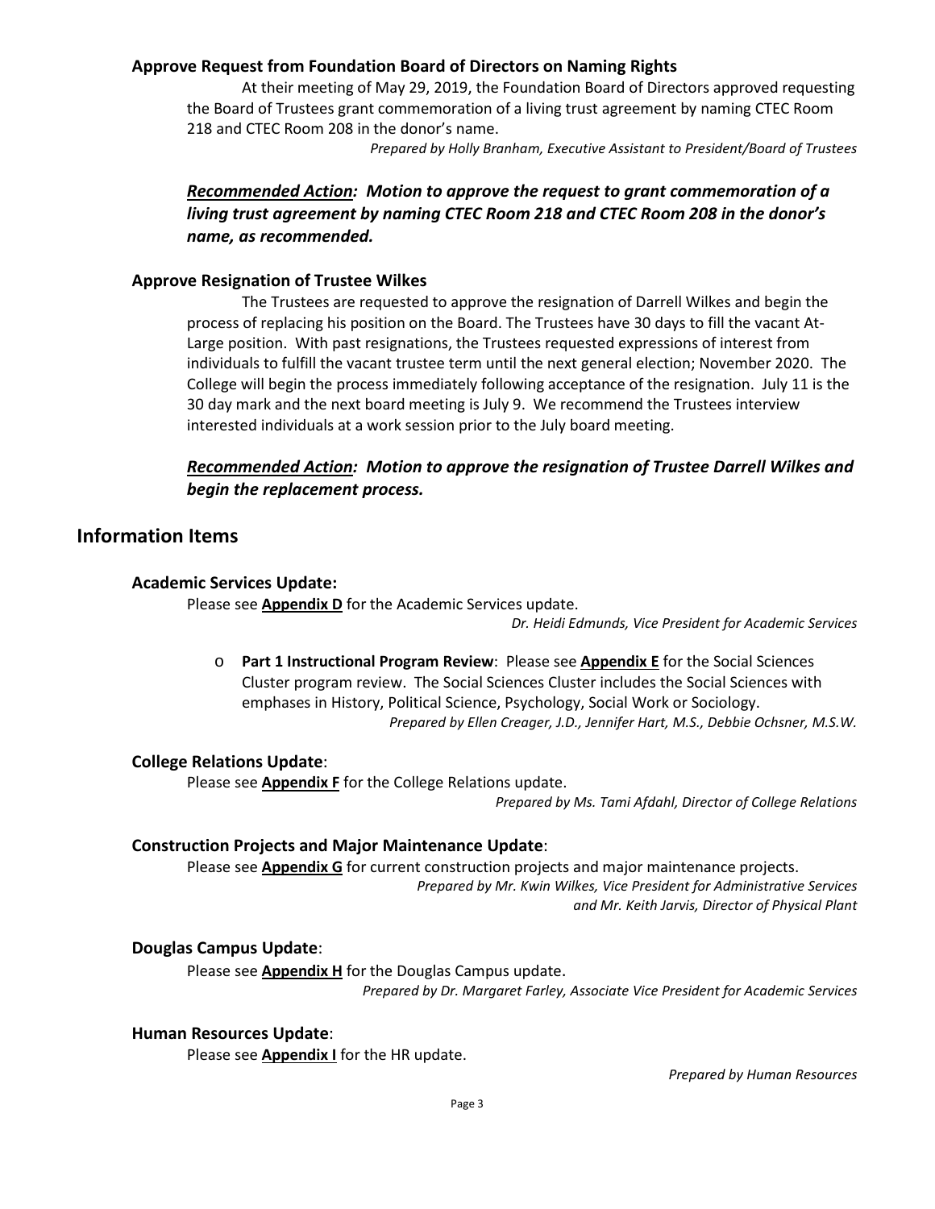### Approve Request from Foundation Board of Directors on Naming Rights

At their meeting of May 29, 2019, the Foundation Board of Directors approved requesting the Board of Trustees grant commemoration of a living trust agreement by naming CTEC Room 218 and CTEC Room 208 in the donor's name.

*Prepared by Holly Branham, Executive Assistant to President/Board of Trustees*

***Recommended Action:*** ***Motion to approve the request to grant commemoration of a living trust agreement by naming CTEC Room 218 and CTEC Room 208 in the donor's name, as recommended.***

### Approve Resignation of Trustee Wilkes

The Trustees are requested to approve the resignation of Darrell Wilkes and begin the process of replacing his position on the Board. The Trustees have 30 days to fill the vacant At-Large position. With past resignations, the Trustees requested expressions of interest from individuals to fulfill the vacant trustee term until the next general election; November 2020. The College will begin the process immediately following acceptance of the resignation. July 11 is the 30 day mark and the next board meeting is July 9. We recommend the Trustees interview interested individuals at a work session prior to the July board meeting.

***Recommended Action:*** ***Motion to approve the resignation of Trustee Darrell Wilkes and begin the replacement process.***

## Information Items

### Academic Services Update:

Please see **Appendix D** for the Academic Services update.

*Dr. Heidi Edmunds, Vice President for Academic Services*

- **Part 1 Instructional Program Review**: Please see **Appendix E** for the Social Sciences Cluster program review. The Social Sciences Cluster includes the Social Sciences with emphases in History, Political Science, Psychology, Social Work or Sociology.

  *Prepared by Ellen Creager, J.D., Jennifer Hart, M.S., Debbie Ochsner, M.S.W.*

### College Relations Update:

Please see **Appendix F** for the College Relations update.

*Prepared by Ms. Tami Afdahl, Director of College Relations*

### Construction Projects and Major Maintenance Update:

Please see **Appendix G** for current construction projects and major maintenance projects.

*Prepared by Mr. Kwin Wilkes, Vice President for Administrative Services and Mr. Keith Jarvis, Director of Physical Plant*

### Douglas Campus Update:

Please see **Appendix H** for the Douglas Campus update.

*Prepared by Dr. Margaret Farley, Associate Vice President for Academic Services*

### Human Resources Update:

Please see **Appendix I** for the HR update.

*Prepared by Human Resources*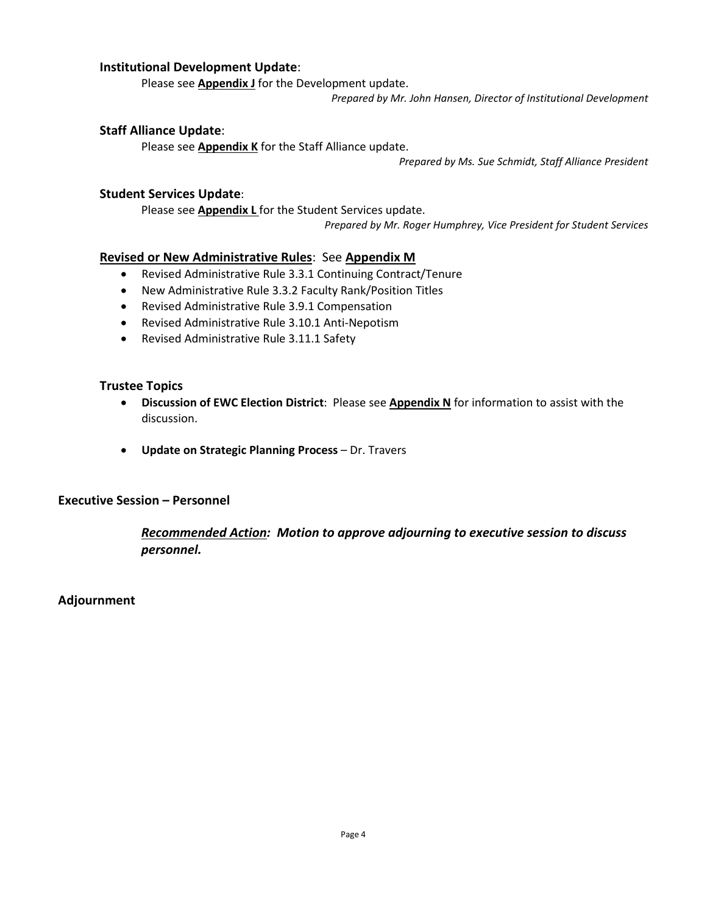**Institutional Development Update**:

Please see **Appendix J** for the Development update.

*Prepared by Mr. John Hansen, Director of Institutional Development*

**Staff Alliance Update**:

Please see **Appendix K** for the Staff Alliance update.

*Prepared by Ms. Sue Schmidt, Staff Alliance President*

**Student Services Update**:

Please see **Appendix L** for the Student Services update.

*Prepared by Mr. Roger Humphrey, Vice President for Student Services*

**Revised or New Administrative Rules**: See **Appendix M**

- Revised Administrative Rule 3.3.1 Continuing Contract/Tenure
- New Administrative Rule 3.3.2 Faculty Rank/Position Titles
- Revised Administrative Rule 3.9.1 Compensation
- Revised Administrative Rule 3.10.1 Anti-Nepotism
- Revised Administrative Rule 3.11.1 Safety

**Trustee Topics**

- **Discussion of EWC Election District**: Please see **Appendix N** for information to assist with the discussion.
- **Update on Strategic Planning Process** – Dr. Travers

**Executive Session – Personnel**

***Recommended Action:* *Motion to approve adjourning to executive session to discuss personnel.***

**Adjournment**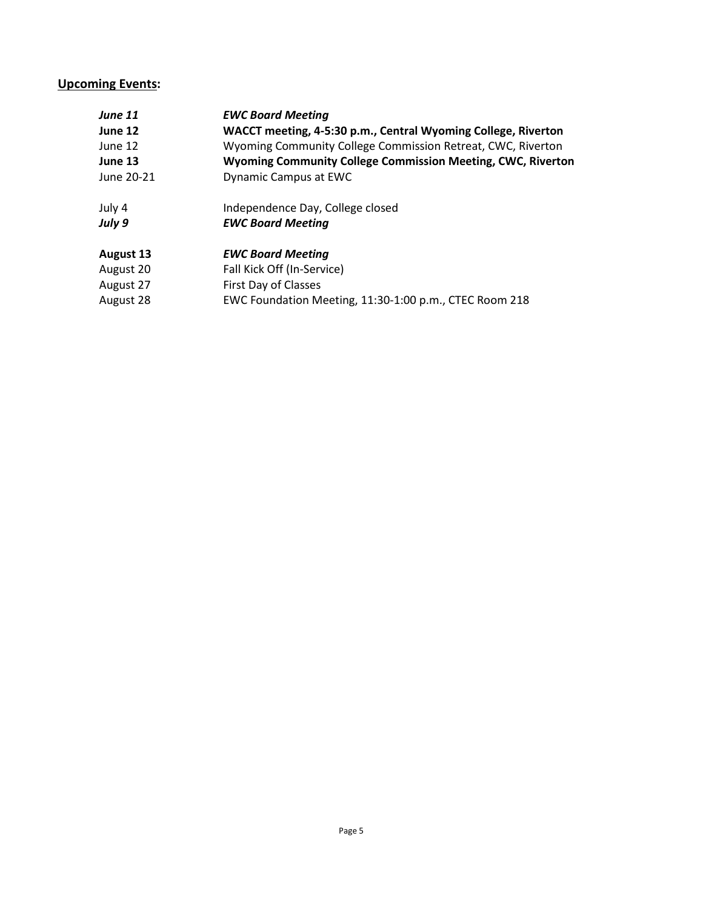**<u>Upcoming Events</u>:**

| | |
|---|---|
| ***June 11*** | ***EWC Board Meeting*** |
| **June 12** | **WACCT meeting, 4-5:30 p.m., Central Wyoming College, Riverton** |
| June 12 | Wyoming Community College Commission Retreat, CWC, Riverton |
| **June 13** | **Wyoming Community College Commission Meeting, CWC, Riverton** |
| June 20-21 | Dynamic Campus at EWC |
| July 4 | Independence Day, College closed |
| ***July 9*** | ***EWC Board Meeting*** |
| **August 13** | ***EWC Board Meeting*** |
| August 20 | Fall Kick Off (In-Service) |
| August 27 | First Day of Classes |
| August 28 | EWC Foundation Meeting, 11:30-1:00 p.m., CTEC Room 218 |